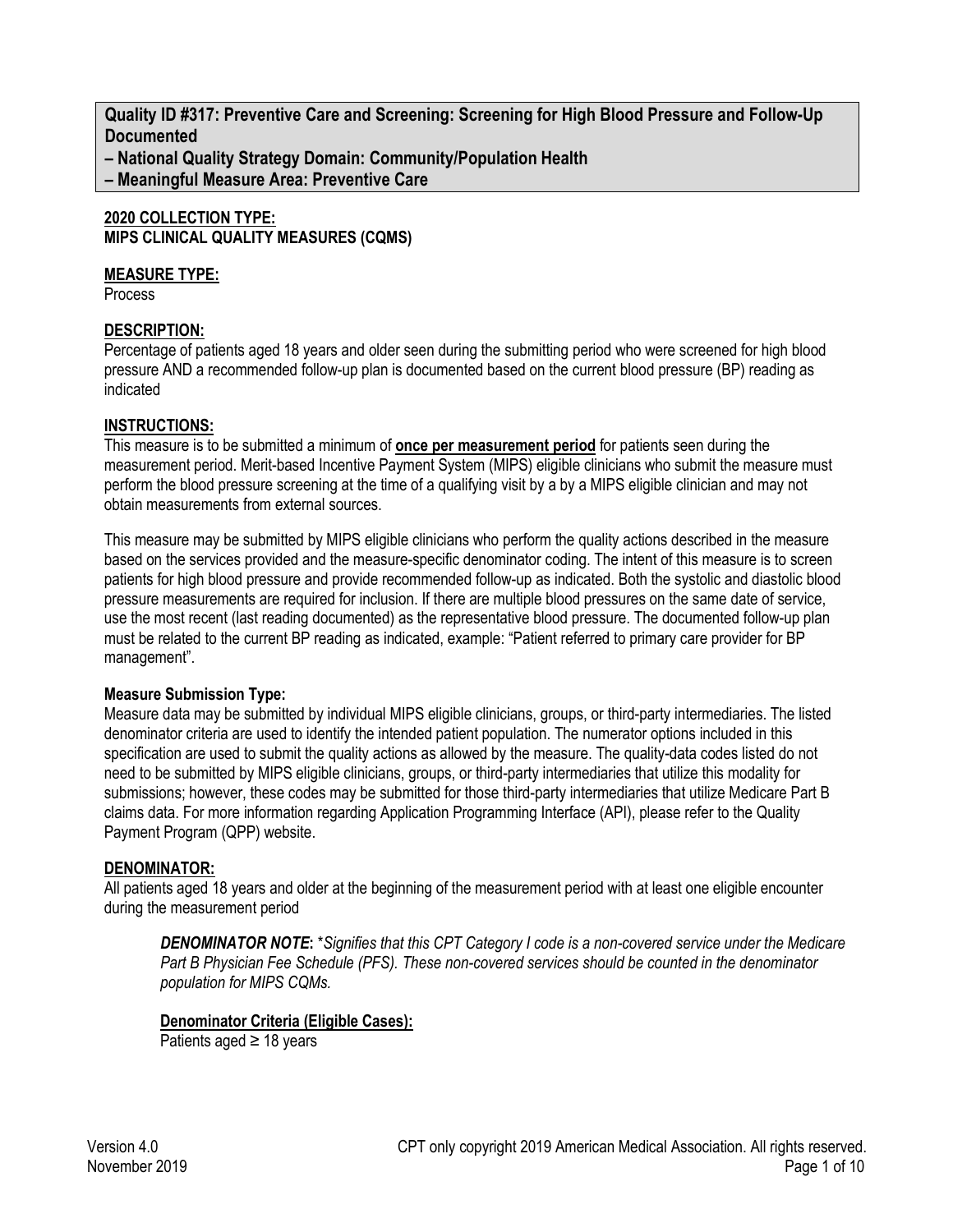**Quality ID #317: Preventive Care and Screening: Screening for High Blood Pressure and Follow-Up Documented**
**– National Quality Strategy Domain: Community/Population Health**
**– Meaningful Measure Area: Preventive Care**

**2020 COLLECTION TYPE:**
**MIPS CLINICAL QUALITY MEASURES (CQMS)**

**MEASURE TYPE:**
Process

**DESCRIPTION:**
Percentage of patients aged 18 years and older seen during the submitting period who were screened for high blood pressure AND a recommended follow-up plan is documented based on the current blood pressure (BP) reading as indicated

**INSTRUCTIONS:**
This measure is to be submitted a minimum of **once per measurement period** for patients seen during the measurement period. Merit-based Incentive Payment System (MIPS) eligible clinicians who submit the measure must perform the blood pressure screening at the time of a qualifying visit by a by a MIPS eligible clinician and may not obtain measurements from external sources.

This measure may be submitted by MIPS eligible clinicians who perform the quality actions described in the measure based on the services provided and the measure-specific denominator coding. The intent of this measure is to screen patients for high blood pressure and provide recommended follow-up as indicated. Both the systolic and diastolic blood pressure measurements are required for inclusion. If there are multiple blood pressures on the same date of service, use the most recent (last reading documented) as the representative blood pressure. The documented follow-up plan must be related to the current BP reading as indicated, example: "Patient referred to primary care provider for BP management".

**Measure Submission Type:**
Measure data may be submitted by individual MIPS eligible clinicians, groups, or third-party intermediaries. The listed denominator criteria are used to identify the intended patient population. The numerator options included in this specification are used to submit the quality actions as allowed by the measure. The quality-data codes listed do not need to be submitted by MIPS eligible clinicians, groups, or third-party intermediaries that utilize this modality for submissions; however, these codes may be submitted for those third-party intermediaries that utilize Medicare Part B claims data. For more information regarding Application Programming Interface (API), please refer to the Quality Payment Program (QPP) website.

**DENOMINATOR:**
All patients aged 18 years and older at the beginning of the measurement period with at least one eligible encounter during the measurement period

> ***DENOMINATOR NOTE*****:** *\*Signifies that this CPT Category I code is a non-covered service under the Medicare Part B Physician Fee Schedule (PFS). These non-covered services should be counted in the denominator population for MIPS CQMs.*

> **Denominator Criteria (Eligible Cases):**
> Patients aged ≥ 18 years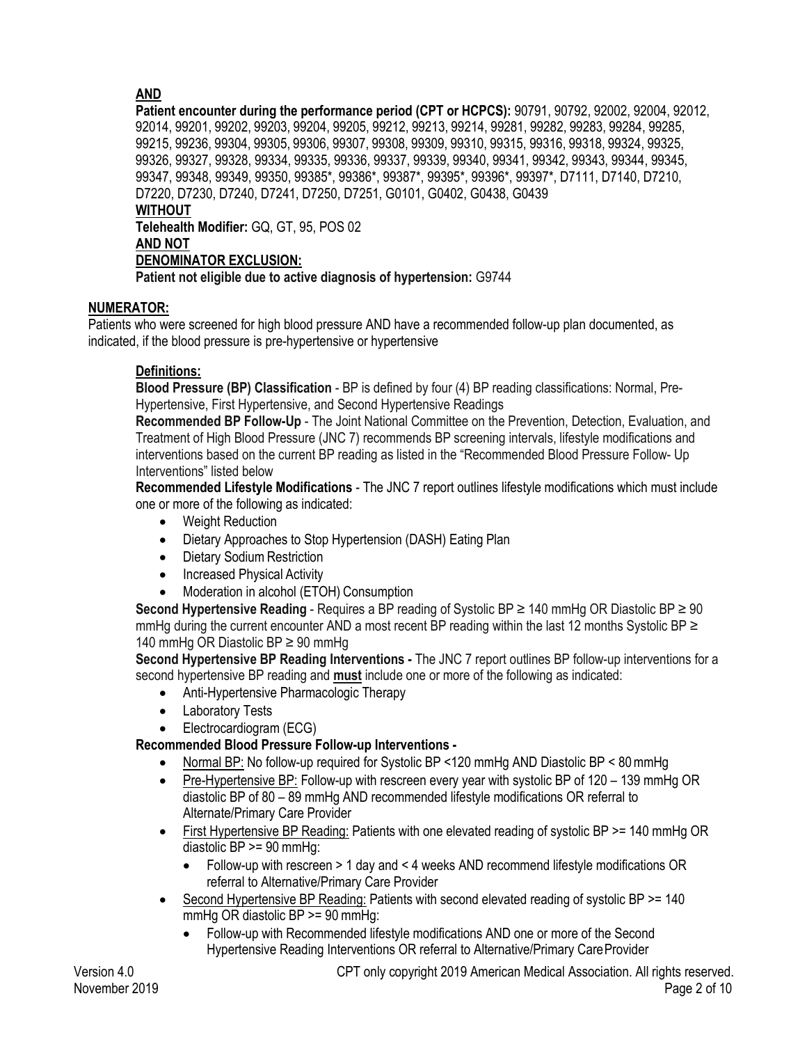**AND**

**Patient encounter during the performance period (CPT or HCPCS):** 90791, 90792, 92002, 92004, 92012, 92014, 99201, 99202, 99203, 99204, 99205, 99212, 99213, 99214, 99281, 99282, 99283, 99284, 99285, 99215, 99236, 99304, 99305, 99306, 99307, 99308, 99309, 99310, 99315, 99316, 99318, 99324, 99325, 99326, 99327, 99328, 99334, 99335, 99336, 99337, 99339, 99340, 99341, 99342, 99343, 99344, 99345, 99347, 99348, 99349, 99350, 99385*, 99386*, 99387*, 99395*, 99396*, 99397*, D7111, D7140, D7210, D7220, D7230, D7240, D7241, D7250, D7251, G0101, G0402, G0438, G0439

**WITHOUT**

**Telehealth Modifier:** GQ, GT, 95, POS 02

**AND NOT**

**DENOMINATOR EXCLUSION:**

**Patient not eligible due to active diagnosis of hypertension:** G9744

## NUMERATOR:

Patients who were screened for high blood pressure AND have a recommended follow-up plan documented, as indicated, if the blood pressure is pre-hypertensive or hypertensive

### Definitions:

**Blood Pressure (BP) Classification** - BP is defined by four (4) BP reading classifications: Normal, Pre-Hypertensive, First Hypertensive, and Second Hypertensive Readings

**Recommended BP Follow-Up** - The Joint National Committee on the Prevention, Detection, Evaluation, and Treatment of High Blood Pressure (JNC 7) recommends BP screening intervals, lifestyle modifications and interventions based on the current BP reading as listed in the "Recommended Blood Pressure Follow- Up Interventions" listed below

**Recommended Lifestyle Modifications** - The JNC 7 report outlines lifestyle modifications which must include one or more of the following as indicated:

- Weight Reduction
- Dietary Approaches to Stop Hypertension (DASH) Eating Plan
- Dietary Sodium Restriction
- Increased Physical Activity
- Moderation in alcohol (ETOH) Consumption

**Second Hypertensive Reading** - Requires a BP reading of Systolic BP ≥ 140 mmHg OR Diastolic BP ≥ 90 mmHg during the current encounter AND a most recent BP reading within the last 12 months Systolic BP ≥ 140 mmHg OR Diastolic BP ≥ 90 mmHg

**Second Hypertensive BP Reading Interventions -** The JNC 7 report outlines BP follow-up interventions for a second hypertensive BP reading and **must** include one or more of the following as indicated:

- Anti-Hypertensive Pharmacologic Therapy
- Laboratory Tests
- Electrocardiogram (ECG)

**Recommended Blood Pressure Follow-up Interventions -**

- Normal BP: No follow-up required for Systolic BP <120 mmHg AND Diastolic BP < 80 mmHg
- Pre-Hypertensive BP: Follow-up with rescreen every year with systolic BP of 120 – 139 mmHg OR diastolic BP of 80 – 89 mmHg AND recommended lifestyle modifications OR referral to Alternate/Primary Care Provider
- First Hypertensive BP Reading: Patients with one elevated reading of systolic BP >= 140 mmHg OR diastolic BP >= 90 mmHg:
  - Follow-up with rescreen > 1 day and < 4 weeks AND recommend lifestyle modifications OR referral to Alternative/Primary Care Provider
- Second Hypertensive BP Reading: Patients with second elevated reading of systolic BP >= 140 mmHg OR diastolic BP >= 90 mmHg:
  - Follow-up with Recommended lifestyle modifications AND one or more of the Second Hypertensive Reading Interventions OR referral to Alternative/Primary Care Provider

Version 4.0
November 2019

CPT only copyright 2019 American Medical Association. All rights reserved.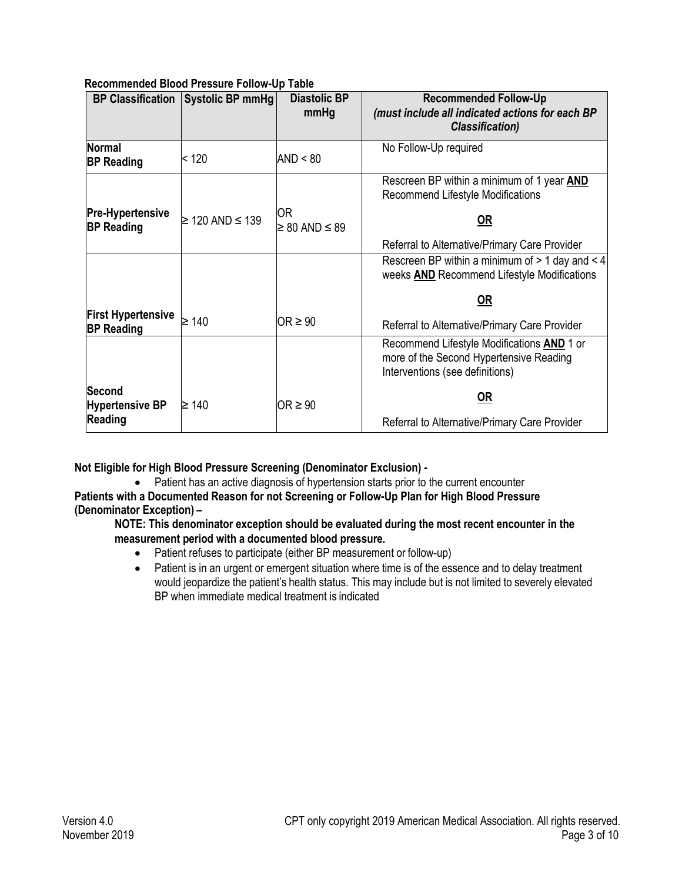**Recommended Blood Pressure Follow-Up Table**

| BP Classification | Systolic BP mmHg | Diastolic BP mmHg | Recommended Follow-Up *(must include all indicated actions for each BP Classification)* |
|---|---|---|---|
| **Normal BP Reading** | < 120 | AND < 80 | No Follow-Up required |
| **Pre-Hypertensive BP Reading** | ≥ 120 AND ≤ 139 | OR ≥ 80 AND ≤ 89 | Rescreen BP within a minimum of 1 year **AND** Recommend Lifestyle Modifications<br><br>**OR**<br><br>Referral to Alternative/Primary Care Provider |
| **First Hypertensive BP Reading** | ≥ 140 | OR ≥ 90 | Rescreen BP within a minimum of > 1 day and < 4 weeks **AND** Recommend Lifestyle Modifications<br><br>**OR**<br><br>Referral to Alternative/Primary Care Provider |
| **Second Hypertensive BP Reading** | ≥ 140 | OR ≥ 90 | Recommend Lifestyle Modifications **AND** 1 or more of the Second Hypertensive Reading Interventions (see definitions)<br><br>**OR**<br><br>Referral to Alternative/Primary Care Provider |

**Not Eligible for High Blood Pressure Screening (Denominator Exclusion) -**

- Patient has an active diagnosis of hypertension starts prior to the current encounter

**Patients with a Documented Reason for not Screening or Follow-Up Plan for High Blood Pressure (Denominator Exception) –**

**NOTE: This denominator exception should be evaluated during the most recent encounter in the measurement period with a documented blood pressure.**

- Patient refuses to participate (either BP measurement or follow-up)
- Patient is in an urgent or emergent situation where time is of the essence and to delay treatment would jeopardize the patient's health status. This may include but is not limited to severely elevated BP when immediate medical treatment is indicated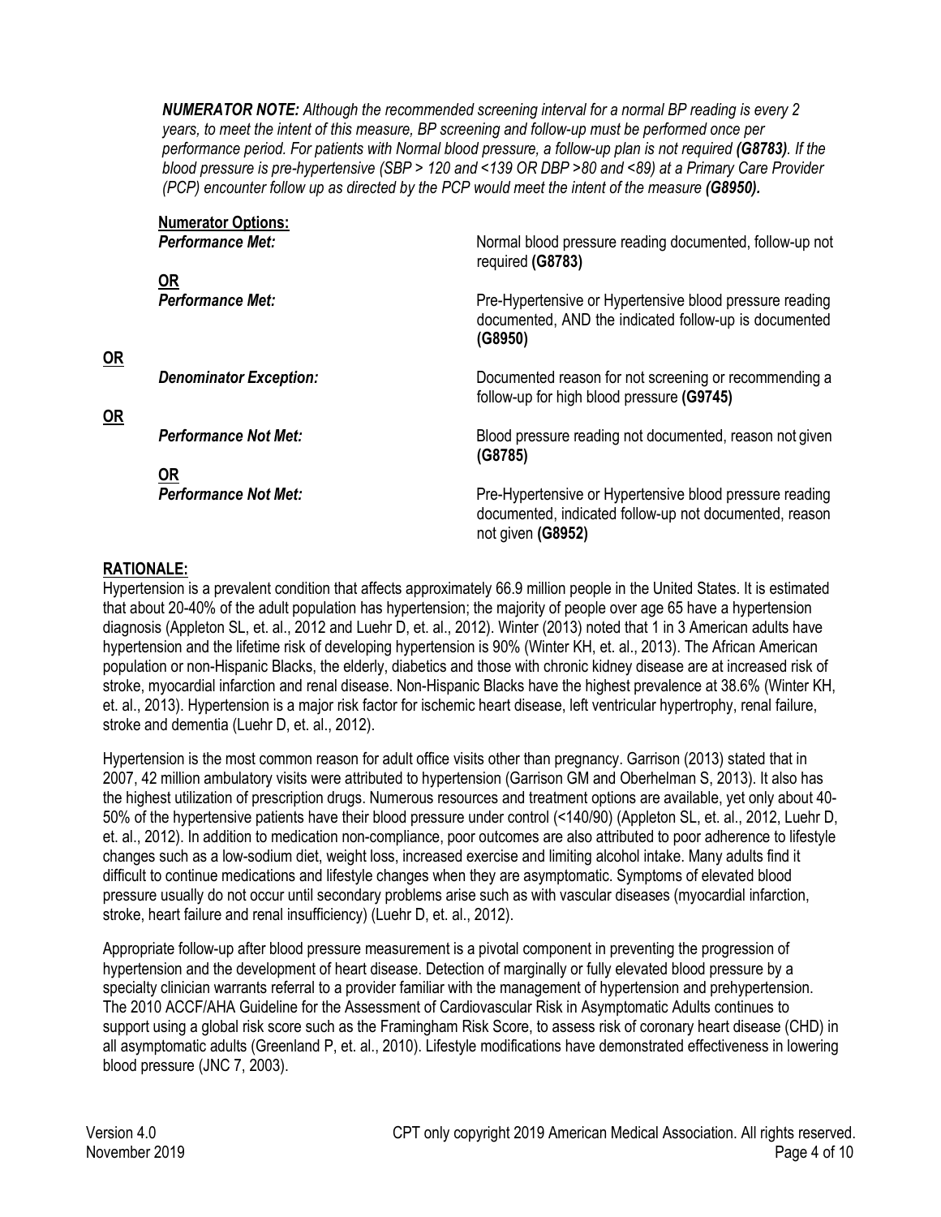*__NUMERATOR NOTE:__ Although the recommended screening interval for a normal BP reading is every 2 years, to meet the intent of this measure, BP screening and follow-up must be performed once per performance period. For patients with Normal blood pressure, a follow-up plan is not required __(G8783)__. If the blood pressure is pre-hypertensive (SBP > 120 and <139 OR DBP >80 and <89) at a Primary Care Provider (PCP) encounter follow up as directed by the PCP would meet the intent of the measure __(G8950).__*

**Numerator Options:**

***Performance Met:*** Normal blood pressure reading documented, follow-up not required **(G8783)**

**OR**

***Performance Met:*** Pre-Hypertensive or Hypertensive blood pressure reading documented, AND the indicated follow-up is documented **(G8950)**

**OR**

***Denominator Exception:*** Documented reason for not screening or recommending a follow-up for high blood pressure **(G9745)**

**OR**

***Performance Not Met:*** Blood pressure reading not documented, reason not given **(G8785)**

**OR**

***Performance Not Met:*** Pre-Hypertensive or Hypertensive blood pressure reading documented, indicated follow-up not documented, reason not given **(G8952)**

## RATIONALE:

Hypertension is a prevalent condition that affects approximately 66.9 million people in the United States. It is estimated that about 20-40% of the adult population has hypertension; the majority of people over age 65 have a hypertension diagnosis (Appleton SL, et. al., 2012 and Luehr D, et. al., 2012). Winter (2013) noted that 1 in 3 American adults have hypertension and the lifetime risk of developing hypertension is 90% (Winter KH, et. al., 2013). The African American population or non-Hispanic Blacks, the elderly, diabetics and those with chronic kidney disease are at increased risk of stroke, myocardial infarction and renal disease. Non-Hispanic Blacks have the highest prevalence at 38.6% (Winter KH, et. al., 2013). Hypertension is a major risk factor for ischemic heart disease, left ventricular hypertrophy, renal failure, stroke and dementia (Luehr D, et. al., 2012).

Hypertension is the most common reason for adult office visits other than pregnancy. Garrison (2013) stated that in 2007, 42 million ambulatory visits were attributed to hypertension (Garrison GM and Oberhelman S, 2013). It also has the highest utilization of prescription drugs. Numerous resources and treatment options are available, yet only about 40-50% of the hypertensive patients have their blood pressure under control (<140/90) (Appleton SL, et. al., 2012, Luehr D, et. al., 2012). In addition to medication non-compliance, poor outcomes are also attributed to poor adherence to lifestyle changes such as a low-sodium diet, weight loss, increased exercise and limiting alcohol intake. Many adults find it difficult to continue medications and lifestyle changes when they are asymptomatic. Symptoms of elevated blood pressure usually do not occur until secondary problems arise such as with vascular diseases (myocardial infarction, stroke, heart failure and renal insufficiency) (Luehr D, et. al., 2012).

Appropriate follow-up after blood pressure measurement is a pivotal component in preventing the progression of hypertension and the development of heart disease. Detection of marginally or fully elevated blood pressure by a specialty clinician warrants referral to a provider familiar with the management of hypertension and prehypertension. The 2010 ACCF/AHA Guideline for the Assessment of Cardiovascular Risk in Asymptomatic Adults continues to support using a global risk score such as the Framingham Risk Score, to assess risk of coronary heart disease (CHD) in all asymptomatic adults (Greenland P, et. al., 2010). Lifestyle modifications have demonstrated effectiveness in lowering blood pressure (JNC 7, 2003).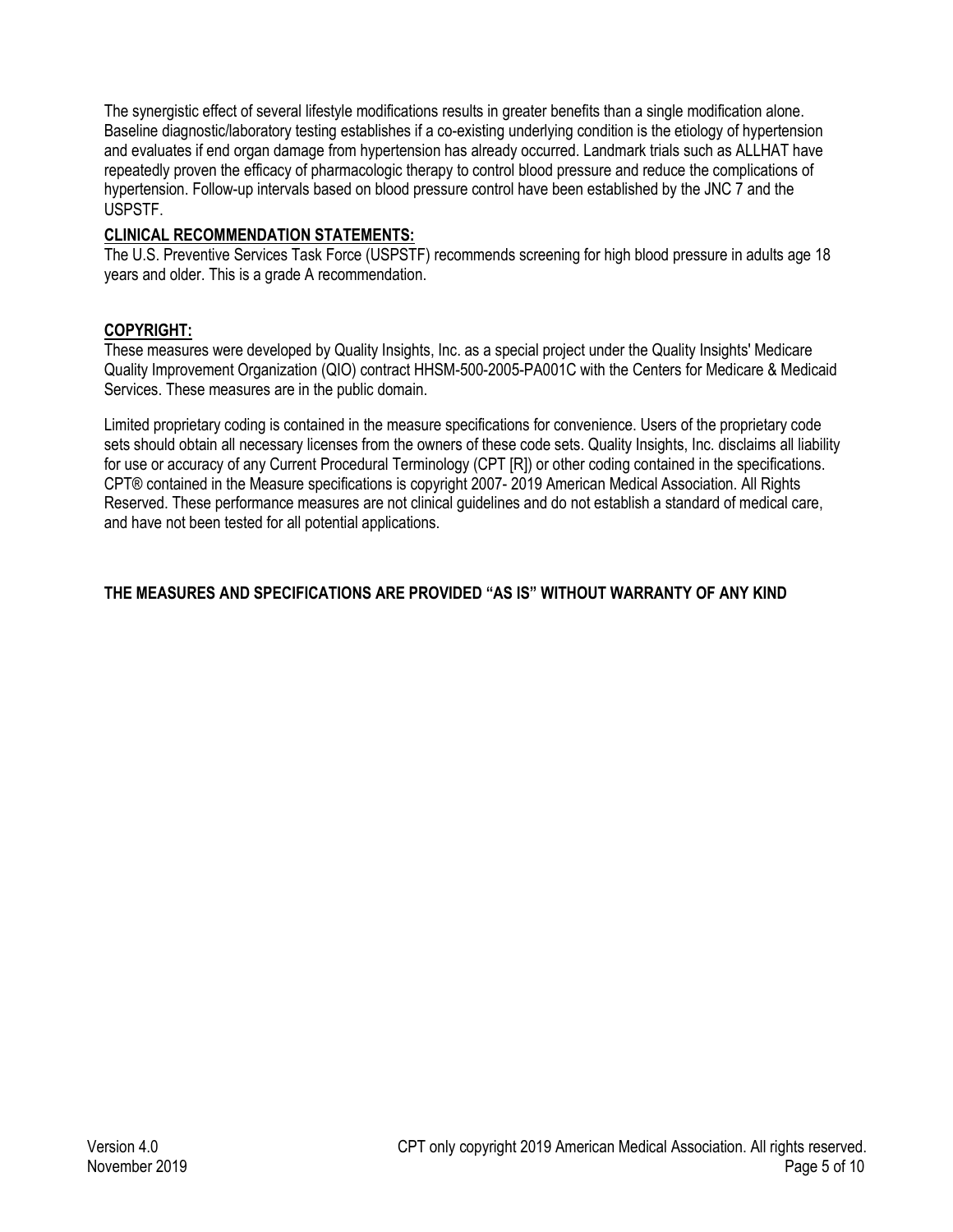The synergistic effect of several lifestyle modifications results in greater benefits than a single modification alone. Baseline diagnostic/laboratory testing establishes if a co-existing underlying condition is the etiology of hypertension and evaluates if end organ damage from hypertension has already occurred. Landmark trials such as ALLHAT have repeatedly proven the efficacy of pharmacologic therapy to control blood pressure and reduce the complications of hypertension. Follow-up intervals based on blood pressure control have been established by the JNC 7 and the USPSTF.

## CLINICAL RECOMMENDATION STATEMENTS:

The U.S. Preventive Services Task Force (USPSTF) recommends screening for high blood pressure in adults age 18 years and older. This is a grade A recommendation.

## COPYRIGHT:

These measures were developed by Quality Insights, Inc. as a special project under the Quality Insights' Medicare Quality Improvement Organization (QIO) contract HHSM-500-2005-PA001C with the Centers for Medicare & Medicaid Services. These measures are in the public domain.

Limited proprietary coding is contained in the measure specifications for convenience. Users of the proprietary code sets should obtain all necessary licenses from the owners of these code sets. Quality Insights, Inc. disclaims all liability for use or accuracy of any Current Procedural Terminology (CPT [R]) or other coding contained in the specifications. CPT® contained in the Measure specifications is copyright 2007- 2019 American Medical Association. All Rights Reserved. These performance measures are not clinical guidelines and do not establish a standard of medical care, and have not been tested for all potential applications.

**THE MEASURES AND SPECIFICATIONS ARE PROVIDED "AS IS" WITHOUT WARRANTY OF ANY KIND**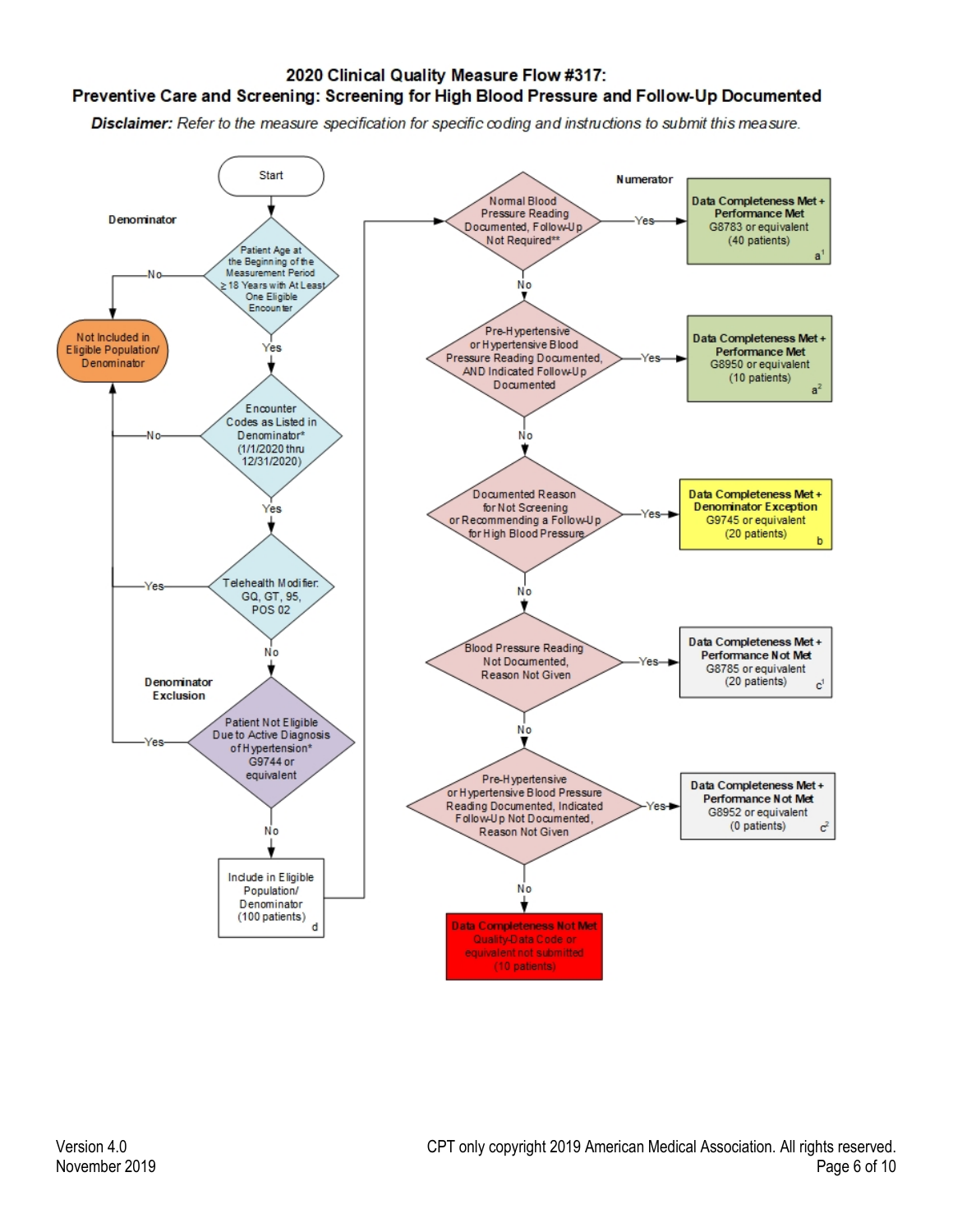## 2020 Clinical Quality Measure Flow #317:
## Preventive Care and Screening: Screening for High Blood Pressure and Follow-Up Documented

***Disclaimer:*** *Refer to the measure specification for specific coding and instructions to submit this measure.*

**Denominator**

- Start
- Patient Age at the Beginning of the Measurement Period ≥ 18 Years with At Least One Eligible Encounter
  - No → Not Included in Eligible Population/ Denominator
  - Yes → Encounter Codes as Listed in Denominator* (1/1/2020 thru 12/31/2020)
    - No → Not Included in Eligible Population/ Denominator
    - Yes → Telehealth Modifier: GQ, GT, 95, POS 02
      - Yes → Not Included in Eligible Population/ Denominator
      - No → Denominator Exclusion

**Denominator Exclusion**

- Patient Not Eligible Due to Active Diagnosis of Hypertension* G9744 or equivalent
  - Yes → Not Included in Eligible Population/ Denominator
  - No → Include in Eligible Population/ Denominator (100 patients) d

**Numerator**

- Normal Blood Pressure Reading Documented, Follow-Up Not Required**
  - Yes → **Data Completeness Met + Performance Met** G8783 or equivalent (40 patients) a[1]
  - No → Pre-Hypertensive or Hypertensive Blood Pressure Reading Documented, AND Indicated Follow-Up Documented
    - Yes → **Data Completeness Met + Performance Met** G8950 or equivalent (10 patients) a[2]
    - No → Documented Reason for Not Screening or Recommending a Follow-Up for High Blood Pressure
      - Yes → **Data Completeness Met + Denominator Exception** G9745 or equivalent (20 patients) b
      - No → Blood Pressure Reading Not Documented, Reason Not Given
        - Yes → **Data Completeness Met + Performance Not Met** G8785 or equivalent (20 patients) c[1]
        - No → Pre-Hypertensive or Hypertensive Blood Pressure Reading Documented, Indicated Follow-Up Not Documented, Reason Not Given
          - Yes → **Data Completeness Met + Performance Not Met** G8952 or equivalent (0 patients) c[2]
          - No → **Data Completeness Not Met** Quality-Data Code or equivalent not submitted (10 patients)

Version 4.0
November 2019

CPT only copyright 2019 American Medical Association. All rights reserved.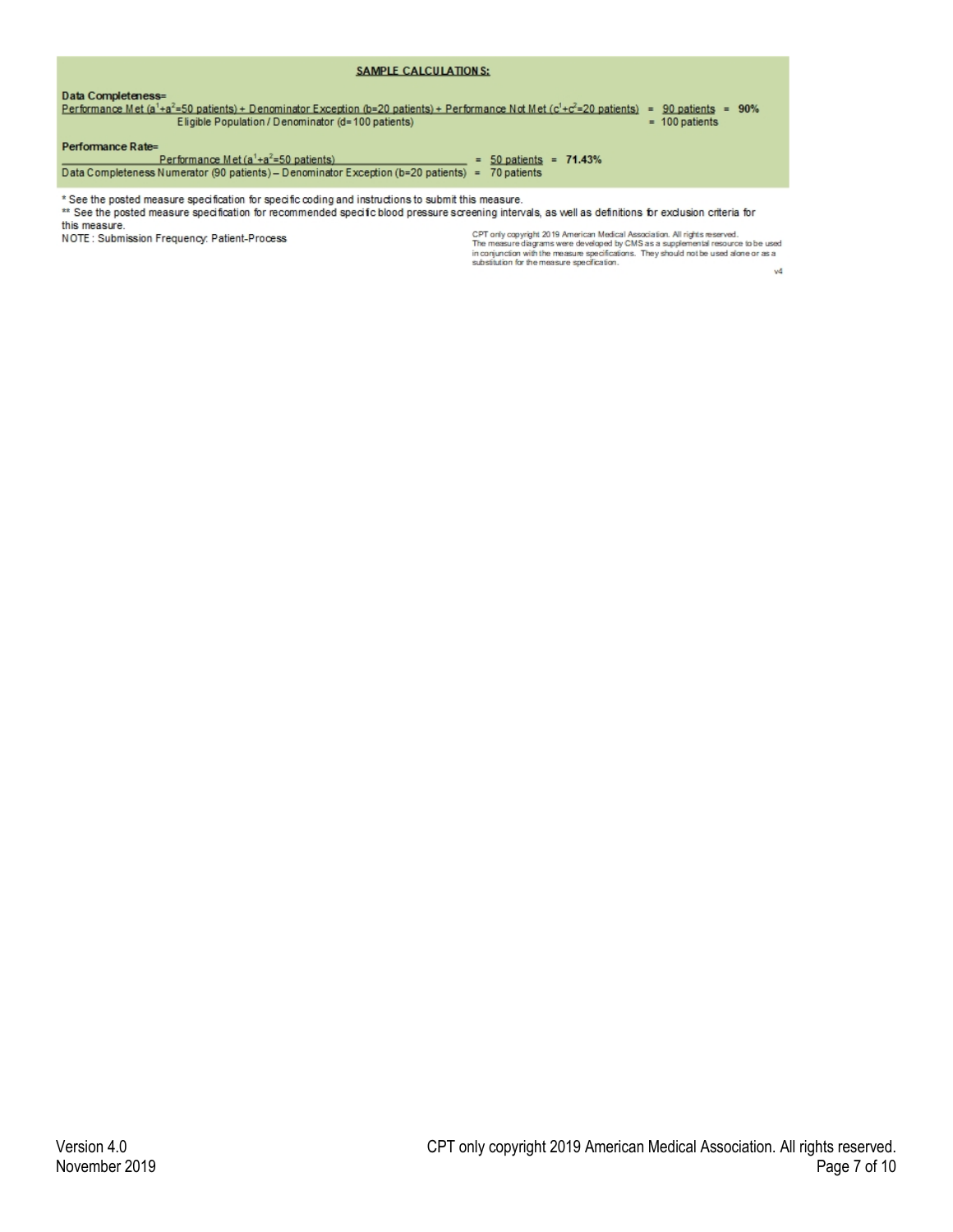**SAMPLE CALCULATIONS:**

**Data Completeness=**

$$\frac{\text{Performance Met } (a^1+a^2=50 \text{ patients}) + \text{Denominator Exception } (b=20 \text{ patients}) + \text{Performance Not Met } (c^1+c^2=20 \text{ patients})}{\text{Eligible Population / Denominator } (d=100 \text{ patients})} = \frac{90 \text{ patients}}{100 \text{ patients}} = \mathbf{90\%}$$

**Performance Rate=**

$$\frac{\text{Performance Met } (a^1+a^2=50 \text{ patients})}{\text{Data Completeness Numerator } (90 \text{ patients}) - \text{Denominator Exception } (b=20 \text{ patients})} = \frac{50 \text{ patients}}{70 \text{ patients}} = \mathbf{71.43\%}$$

\* See the posted measure specification for specific coding and instructions to submit this measure.

\*\* See the posted measure specification for recommended specific blood pressure screening intervals, as well as definitions for exclusion criteria for this measure.

NOTE: Submission Frequency: Patient-Process

CPT only copyright 2019 American Medical Association. All rights reserved.
The measure diagrams were developed by CMS as a supplemental resource to be used in conjunction with the measure specifications. They should not be used alone or as a substitution for the measure specification.

v4

Version 4.0
November 2019

CPT only copyright 2019 American Medical Association. All rights reserved.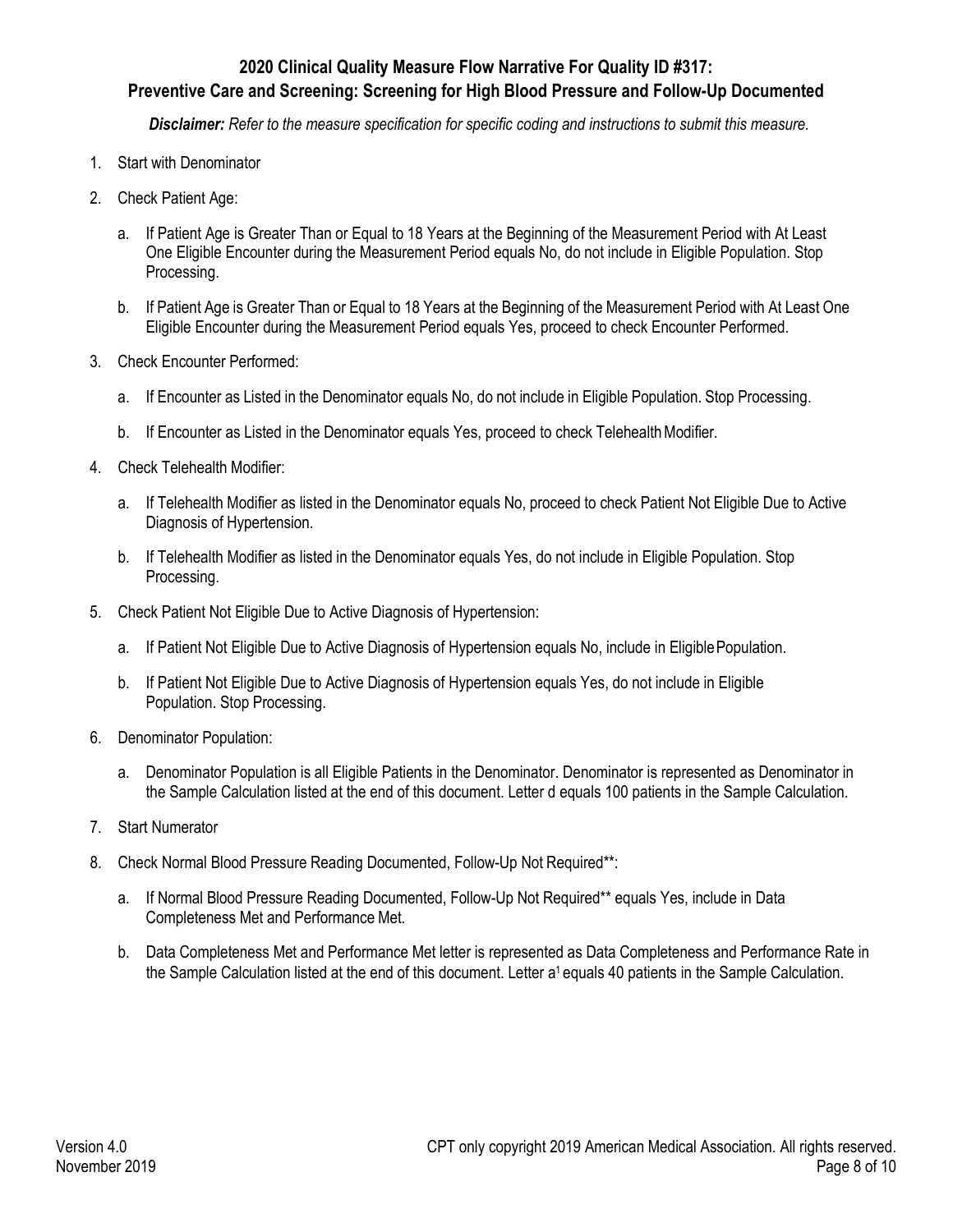## 2020 Clinical Quality Measure Flow Narrative For Quality ID #317: Preventive Care and Screening: Screening for High Blood Pressure and Follow-Up Documented

***Disclaimer:*** *Refer to the measure specification for specific coding and instructions to submit this measure.*

1. Start with Denominator
2. Check Patient Age:
   a. If Patient Age is Greater Than or Equal to 18 Years at the Beginning of the Measurement Period with At Least One Eligible Encounter during the Measurement Period equals No, do not include in Eligible Population. Stop Processing.
   b. If Patient Age is Greater Than or Equal to 18 Years at the Beginning of the Measurement Period with At Least One Eligible Encounter during the Measurement Period equals Yes, proceed to check Encounter Performed.
3. Check Encounter Performed:
   a. If Encounter as Listed in the Denominator equals No, do not include in Eligible Population. Stop Processing.
   b. If Encounter as Listed in the Denominator equals Yes, proceed to check Telehealth Modifier.
4. Check Telehealth Modifier:
   a. If Telehealth Modifier as listed in the Denominator equals No, proceed to check Patient Not Eligible Due to Active Diagnosis of Hypertension.
   b. If Telehealth Modifier as listed in the Denominator equals Yes, do not include in Eligible Population. Stop Processing.
5. Check Patient Not Eligible Due to Active Diagnosis of Hypertension:
   a. If Patient Not Eligible Due to Active Diagnosis of Hypertension equals No, include in Eligible Population.
   b. If Patient Not Eligible Due to Active Diagnosis of Hypertension equals Yes, do not include in Eligible Population. Stop Processing.
6. Denominator Population:
   a. Denominator Population is all Eligible Patients in the Denominator. Denominator is represented as Denominator in the Sample Calculation listed at the end of this document. Letter d equals 100 patients in the Sample Calculation.
7. Start Numerator
8. Check Normal Blood Pressure Reading Documented, Follow-Up Not Required**:
   a. If Normal Blood Pressure Reading Documented, Follow-Up Not Required** equals Yes, include in Data Completeness Met and Performance Met.
   b. Data Completeness Met and Performance Met letter is represented as Data Completeness and Performance Rate in the Sample Calculation listed at the end of this document. Letter $a^1$ equals 40 patients in the Sample Calculation.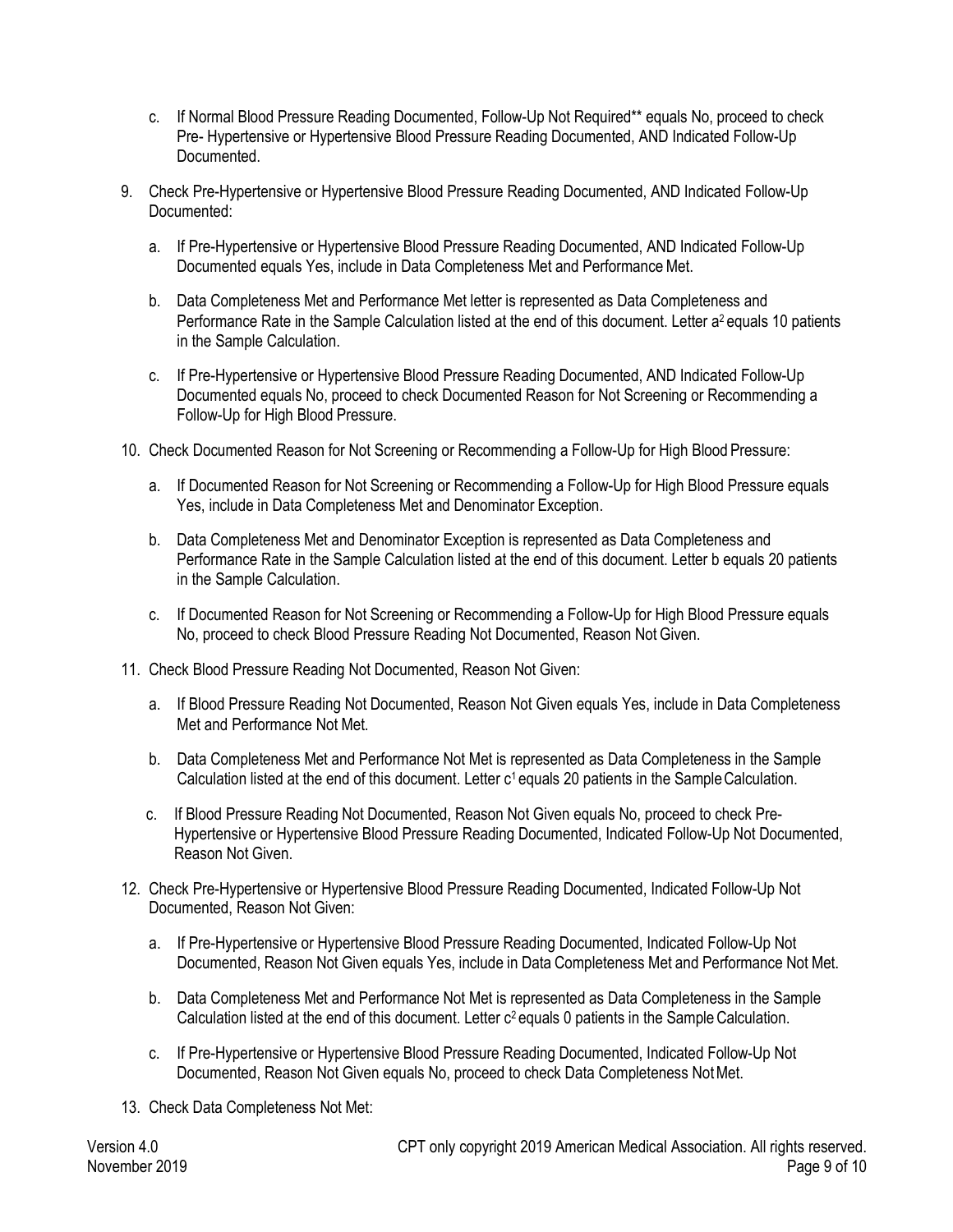c. If Normal Blood Pressure Reading Documented, Follow-Up Not Required** equals No, proceed to check Pre- Hypertensive or Hypertensive Blood Pressure Reading Documented, AND Indicated Follow-Up Documented.

9. Check Pre-Hypertensive or Hypertensive Blood Pressure Reading Documented, AND Indicated Follow-Up Documented:

   a. If Pre-Hypertensive or Hypertensive Blood Pressure Reading Documented, AND Indicated Follow-Up Documented equals Yes, include in Data Completeness Met and Performance Met.

   b. Data Completeness Met and Performance Met letter is represented as Data Completeness and Performance Rate in the Sample Calculation listed at the end of this document. Letter $a^2$ equals 10 patients in the Sample Calculation.

   c. If Pre-Hypertensive or Hypertensive Blood Pressure Reading Documented, AND Indicated Follow-Up Documented equals No, proceed to check Documented Reason for Not Screening or Recommending a Follow-Up for High Blood Pressure.

10. Check Documented Reason for Not Screening or Recommending a Follow-Up for High Blood Pressure:

    a. If Documented Reason for Not Screening or Recommending a Follow-Up for High Blood Pressure equals Yes, include in Data Completeness Met and Denominator Exception.

    b. Data Completeness Met and Denominator Exception is represented as Data Completeness and Performance Rate in the Sample Calculation listed at the end of this document. Letter b equals 20 patients in the Sample Calculation.

    c. If Documented Reason for Not Screening or Recommending a Follow-Up for High Blood Pressure equals No, proceed to check Blood Pressure Reading Not Documented, Reason Not Given.

11. Check Blood Pressure Reading Not Documented, Reason Not Given:

    a. If Blood Pressure Reading Not Documented, Reason Not Given equals Yes, include in Data Completeness Met and Performance Not Met.

    b. Data Completeness Met and Performance Not Met is represented as Data Completeness in the Sample Calculation listed at the end of this document. Letter $c^1$ equals 20 patients in the Sample Calculation.

    c. If Blood Pressure Reading Not Documented, Reason Not Given equals No, proceed to check Pre-Hypertensive or Hypertensive Blood Pressure Reading Documented, Indicated Follow-Up Not Documented, Reason Not Given.

12. Check Pre-Hypertensive or Hypertensive Blood Pressure Reading Documented, Indicated Follow-Up Not Documented, Reason Not Given:

    a. If Pre-Hypertensive or Hypertensive Blood Pressure Reading Documented, Indicated Follow-Up Not Documented, Reason Not Given equals Yes, include in Data Completeness Met and Performance Not Met.

    b. Data Completeness Met and Performance Not Met is represented as Data Completeness in the Sample Calculation listed at the end of this document. Letter $c^2$ equals 0 patients in the Sample Calculation.

    c. If Pre-Hypertensive or Hypertensive Blood Pressure Reading Documented, Indicated Follow-Up Not Documented, Reason Not Given equals No, proceed to check Data Completeness Not Met.

13. Check Data Completeness Not Met: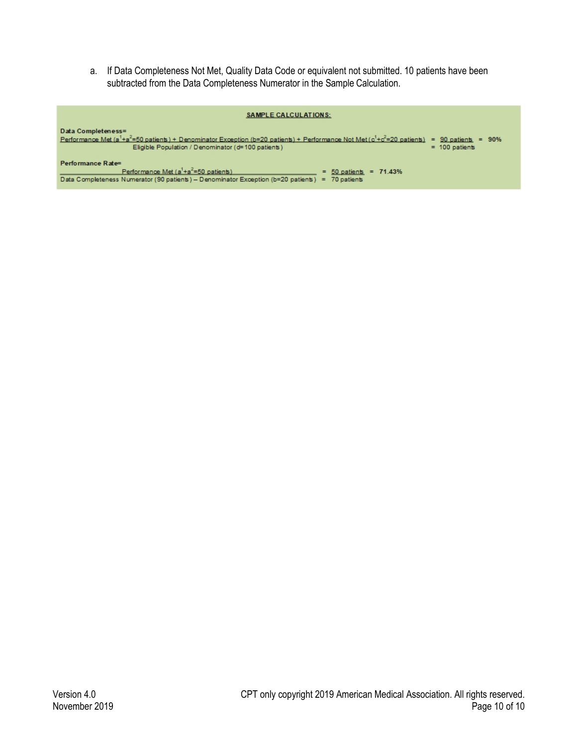a. If Data Completeness Not Met, Quality Data Code or equivalent not submitted. 10 patients have been subtracted from the Data Completeness Numerator in the Sample Calculation.

**SAMPLE CALCULATIONS:**

**Data Completeness=**

$$\frac{\text{Performance Met } (a^1+a^2=50 \text{ patients}) + \text{Denominator Exception } (b=20 \text{ patients}) + \text{Performance Not Met } (c^1+c^2=20 \text{ patients})}{\text{Eligible Population / Denominator } (d=100 \text{ patients})} = \frac{90 \text{ patients}}{100 \text{ patients}} = \mathbf{90\%}$$

**Performance Rate=**

$$\frac{\text{Performance Met } (a^1+a^2=50 \text{ patients})}{\text{Data Completeness Numerator } (90 \text{ patients}) - \text{Denominator Exception } (b=20 \text{ patients})} = \frac{50 \text{ patients}}{70 \text{ patients}} = \mathbf{71.43\%}$$

Version 4.0
November 2019

CPT only copyright 2019 American Medical Association. All rights reserved.